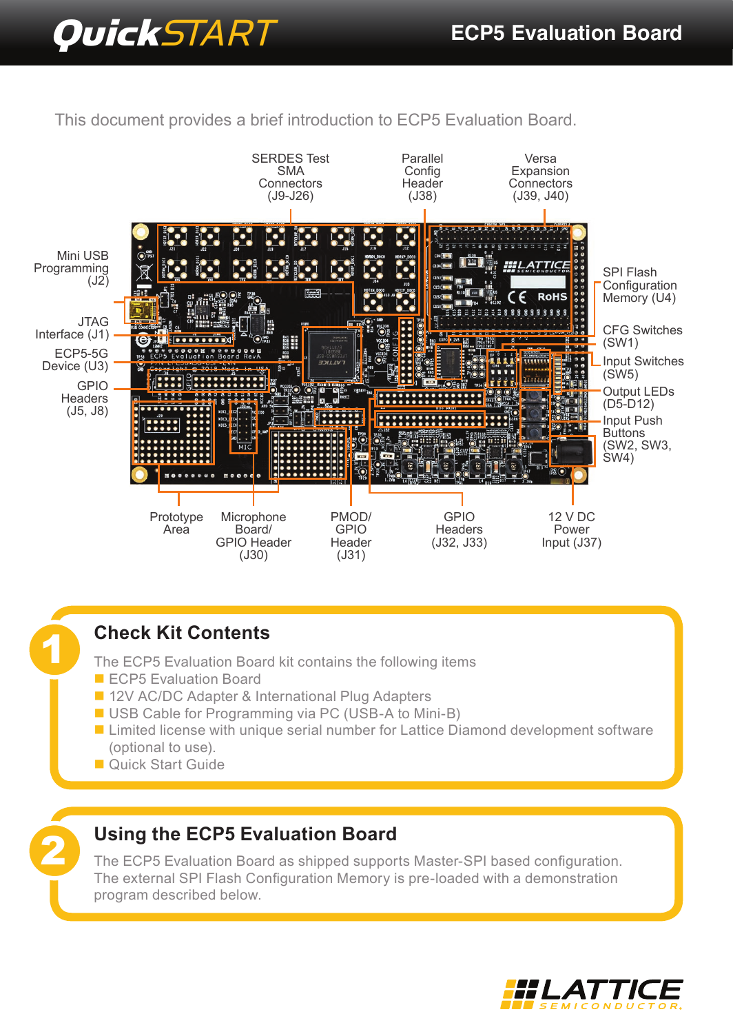# QuickSTART ECP5 Evaluation Board

This document provides a brief introduction to ECP5 Evaluation Board.

SERDES Test SMA Connectors (J9-J26)

Parallel Config Header (J38)

Versa Expansion Connectors (J39, J40)

Mini USB Programming (J2)

JTAG Interface (J1)

ECP5-5G Device (U3)

GPIO Headers (J5, J8)

SPI Flash Configuration Memory (U4)

CFG Switches (SW1)

Input Switches (SW5)

Output LEDs (D5-D12)

Input Push Buttons (SW2, SW3, SW4)

Prototype Area

Microphone Board/ GPIO Header (J30)

PMOD/ GPIO Header (J31)

GPIO Headers (J32, J33)

12 V DC Power Input (J37)

## 1 Check Kit Contents

The ECP5 Evaluation Board kit contains the following items

- ECP5 Evaluation Board
- 12V AC/DC Adapter & International Plug Adapters
- USB Cable for Programming via PC (USB-A to Mini-B)
- Limited license with unique serial number for Lattice Diamond development software (optional to use).
- Quick Start Guide

## 2 Using the ECP5 Evaluation Board

The ECP5 Evaluation Board as shipped supports Master-SPI based configuration. The external SPI Flash Configuration Memory is pre-loaded with a demonstration program described below.

LATTICE SEMICONDUCTOR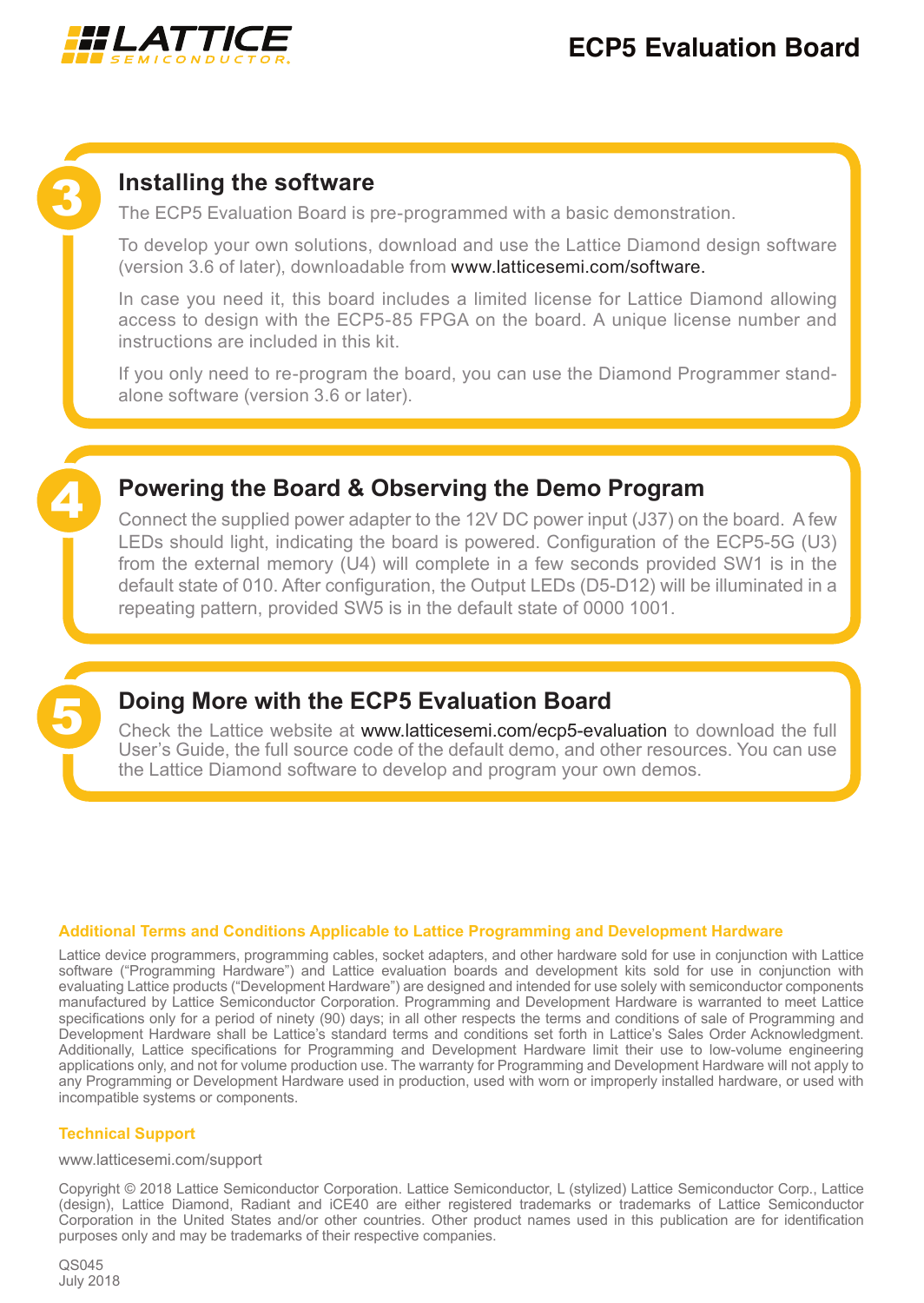## 3 Installing the software

The ECP5 Evaluation Board is pre-programmed with a basic demonstration.

To develop your own solutions, download and use the Lattice Diamond design software (version 3.6 of later), downloadable from www.latticesemi.com/software.

In case you need it, this board includes a limited license for Lattice Diamond allowing access to design with the ECP5-85 FPGA on the board. A unique license number and instructions are included in this kit.

If you only need to re-program the board, you can use the Diamond Programmer stand-alone software (version 3.6 or later).

## 4 Powering the Board & Observing the Demo Program

Connect the supplied power adapter to the 12V DC power input (J37) on the board. A few LEDs should light, indicating the board is powered. Configuration of the ECP5-5G (U3) from the external memory (U4) will complete in a few seconds provided SW1 is in the default state of 010. After configuration, the Output LEDs (D5-D12) will be illuminated in a repeating pattern, provided SW5 is in the default state of 0000 1001.

## 5 Doing More with the ECP5 Evaluation Board

Check the Lattice website at www.latticesemi.com/ecp5-evaluation to download the full User's Guide, the full source code of the default demo, and other resources. You can use the Lattice Diamond software to develop and program your own demos.

### Additional Terms and Conditions Applicable to Lattice Programming and Development Hardware

Lattice device programmers, programming cables, socket adapters, and other hardware sold for use in conjunction with Lattice software ("Programming Hardware") and Lattice evaluation boards and development kits sold for use in conjunction with evaluating Lattice products ("Development Hardware") are designed and intended for use solely with semiconductor components manufactured by Lattice Semiconductor Corporation. Programming and Development Hardware is warranted to meet Lattice specifications only for a period of ninety (90) days; in all other respects the terms and conditions of sale of Programming and Development Hardware shall be Lattice's standard terms and conditions set forth in Lattice's Sales Order Acknowledgment. Additionally, Lattice specifications for Programming and Development Hardware limit their use to low-volume engineering applications only, and not for volume production use. The warranty for Programming and Development Hardware will not apply to any Programming or Development Hardware used in production, used with worn or improperly installed hardware, or used with incompatible systems or components.

### Technical Support

www.latticesemi.com/support

Copyright © 2018 Lattice Semiconductor Corporation. Lattice Semiconductor, L (stylized) Lattice Semiconductor Corp., Lattice (design), Lattice Diamond, Radiant and iCE40 are either registered trademarks or trademarks of Lattice Semiconductor Corporation in the United States and/or other countries. Other product names used in this publication are for identification purposes only and may be trademarks of their respective companies.

QS045
July 2018